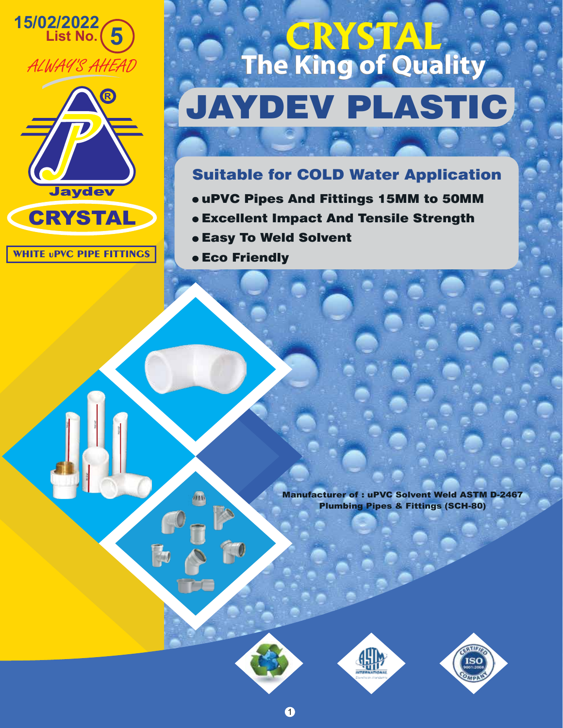15/02/2022
List No. 5

*ALWAY'S AHEAD*

Jaydev
CRYSTAL

**WHITE uPVC PIPE FITTINGS**

# CRYSTAL
## The King of Quality

# JAYDEV PLASTIC

### Suitable for COLD Water Application

- **uPVC Pipes And Fittings 15MM to 50MM**
- **Excellent Impact And Tensile Strength**
- **Easy To Weld Solvent**
- **Eco Friendly**

**Manufacturer of : uPVC Solvent Weld ASTM D-2467 Plumbing Pipes & Fittings (SCH-80)**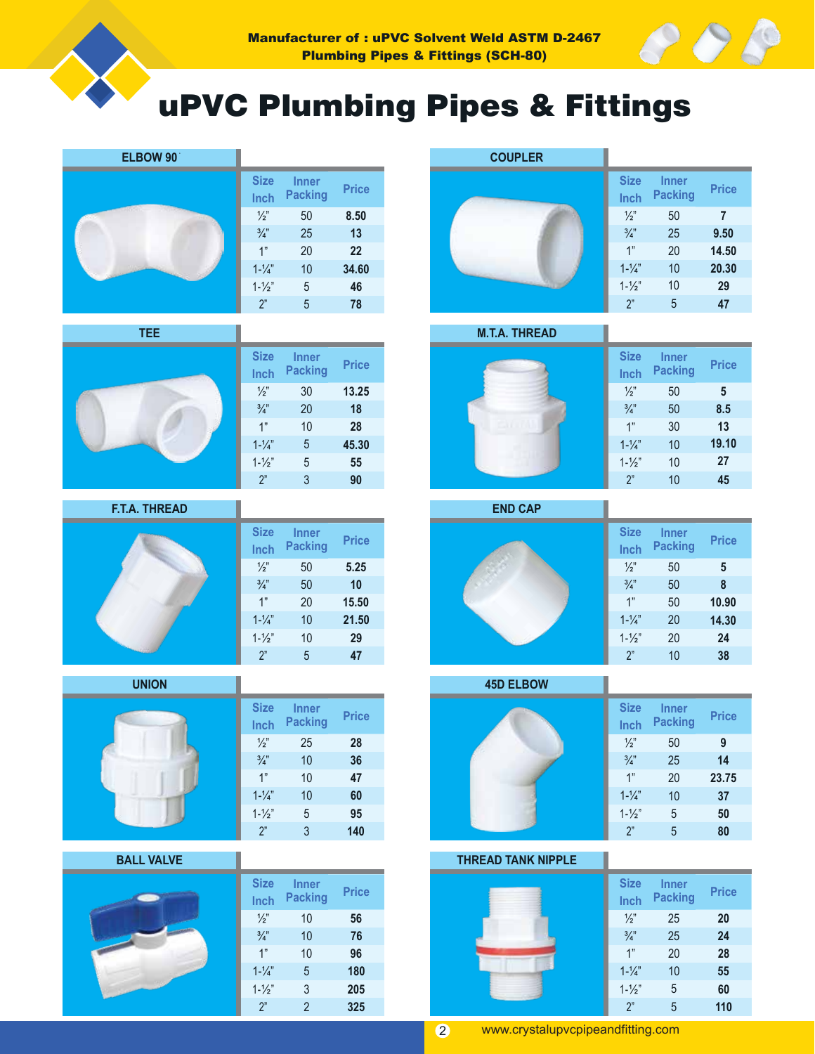Manufacturer of : uPVC Solvent Weld ASTM D-2467
Plumbing Pipes & Fittings (SCH-80)

# uPVC Plumbing Pipes & Fittings

## ELBOW 90˚

| Size Inch | Inner Packing | Price |
|---|---|---|
| ½" | 50 | 8.50 |
| ¾" | 25 | 13 |
| 1" | 20 | 22 |
| 1-¼" | 10 | 34.60 |
| 1-½" | 5 | 46 |
| 2" | 5 | 78 |

## COUPLER

| Size Inch | Inner Packing | Price |
|---|---|---|
| ½" | 50 | 7 |
| ¾" | 25 | 9.50 |
| 1" | 20 | 14.50 |
| 1-¼" | 10 | 20.30 |
| 1-½" | 10 | 29 |
| 2" | 5 | 47 |

## TEE

| Size Inch | Inner Packing | Price |
|---|---|---|
| ½" | 30 | 13.25 |
| ¾" | 20 | 18 |
| 1" | 10 | 28 |
| 1-¼" | 5 | 45.30 |
| 1-½" | 5 | 55 |
| 2" | 3 | 90 |

## M.T.A. THREAD

| Size Inch | Inner Packing | Price |
|---|---|---|
| ½" | 50 | 5 |
| ¾" | 50 | 8.5 |
| 1" | 30 | 13 |
| 1-¼" | 10 | 19.10 |
| 1-½" | 10 | 27 |
| 2" | 10 | 45 |

## F.T.A. THREAD

| Size Inch | Inner Packing | Price |
|---|---|---|
| ½" | 50 | 5.25 |
| ¾" | 50 | 10 |
| 1" | 20 | 15.50 |
| 1-¼" | 10 | 21.50 |
| 1-½" | 10 | 29 |
| 2" | 5 | 47 |

## END CAP

| Size Inch | Inner Packing | Price |
|---|---|---|
| ½" | 50 | 5 |
| ¾" | 50 | 8 |
| 1" | 50 | 10.90 |
| 1-¼" | 20 | 14.30 |
| 1-½" | 20 | 24 |
| 2" | 10 | 38 |

## UNION

| Size Inch | Inner Packing | Price |
|---|---|---|
| ½" | 25 | 28 |
| ¾" | 10 | 36 |
| 1" | 10 | 47 |
| 1-¼" | 10 | 60 |
| 1-½" | 5 | 95 |
| 2" | 3 | 140 |

## 45D ELBOW

| Size Inch | Inner Packing | Price |
|---|---|---|
| ½" | 50 | 9 |
| ¾" | 25 | 14 |
| 1" | 20 | 23.75 |
| 1-¼" | 10 | 37 |
| 1-½" | 5 | 50 |
| 2" | 5 | 80 |

## BALL VALVE

| Size Inch | Inner Packing | Price |
|---|---|---|
| ½" | 10 | 56 |
| ¾" | 10 | 76 |
| 1" | 10 | 96 |
| 1-¼" | 5 | 180 |
| 1-½" | 3 | 205 |
| 2" | 2 | 325 |

## THREAD TANK NIPPLE

| Size Inch | Inner Packing | Price |
|---|---|---|
| ½" | 25 | 20 |
| ¾" | 25 | 24 |
| 1" | 20 | 28 |
| 1-¼" | 10 | 55 |
| 1-½" | 5 | 60 |
| 2" | 5 | 110 |

www.crystalupvcpipeandfitting.com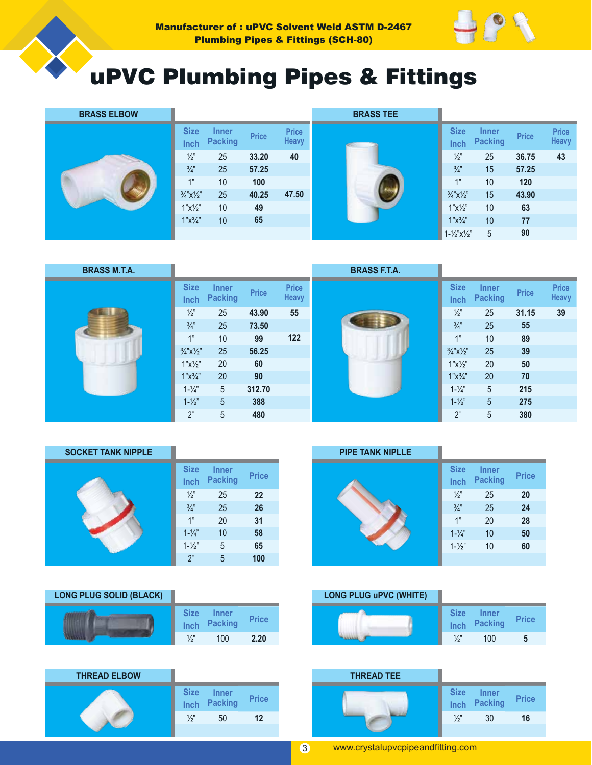Manufacturer of : uPVC Solvent Weld ASTM D-2467 Plumbing Pipes & Fittings (SCH-80)

# uPVC Plumbing Pipes & Fittings

## BRASS ELBOW

| Size Inch | Inner Packing | Price | Price Heavy |
|---|---|---|---|
| ½" | 25 | 33.20 | 40 |
| ¾" | 25 | 57.25 | |
| 1" | 10 | 100 | |
| ¾"x½" | 25 | 40.25 | 47.50 |
| 1"x½" | 10 | 49 | |
| 1"x¾" | 10 | 65 | |

## BRASS TEE

| Size Inch | Inner Packing | Price | Price Heavy |
|---|---|---|---|
| ½" | 25 | 36.75 | 43 |
| ¾" | 15 | 57.25 | |
| 1" | 10 | 120 | |
| ¾"x½" | 15 | 43.90 | |
| 1"x½" | 10 | 63 | |
| 1"x¾" | 10 | 77 | |
| 1-½"x½" | 5 | 90 | |

## BRASS M.T.A.

| Size Inch | Inner Packing | Price | Price Heavy |
|---|---|---|---|
| ½" | 25 | 43.90 | 55 |
| ¾" | 25 | 73.50 | |
| 1" | 10 | 99 | 122 |
| ¾"x½" | 25 | 56.25 | |
| 1"x½" | 20 | 60 | |
| 1"x¾" | 20 | 90 | |
| 1-¼" | 5 | 312.70 | |
| 1-½" | 5 | 388 | |
| 2" | 5 | 480 | |

## BRASS F.T.A.

| Size Inch | Inner Packing | Price | Price Heavy |
|---|---|---|---|
| ½" | 25 | 31.15 | 39 |
| ¾" | 25 | 55 | |
| 1" | 10 | 89 | |
| ¾"x½" | 25 | 39 | |
| 1"x½" | 20 | 50 | |
| 1"x¾" | 20 | 70 | |
| 1-¼" | 5 | 215 | |
| 1-½" | 5 | 275 | |
| 2" | 5 | 380 | |

## SOCKET TANK NIPPLE

| Size Inch | Inner Packing | Price |
|---|---|---|
| ½" | 25 | 22 |
| ¾" | 25 | 26 |
| 1" | 20 | 31 |
| 1-¼" | 10 | 58 |
| 1-½" | 5 | 65 |
| 2" | 5 | 100 |

## PIPE TANK NIPLLE

| Size Inch | Inner Packing | Price |
|---|---|---|
| ½" | 25 | 20 |
| ¾" | 25 | 24 |
| 1" | 20 | 28 |
| 1-¼" | 10 | 50 |
| 1-½" | 10 | 60 |

## LONG PLUG SOLID (BLACK)

| Size Inch | Inner Packing | Price |
|---|---|---|
| ½" | 100 | 2.20 |

## LONG PLUG uPVC (WHITE)

| Size Inch | Inner Packing | Price |
|---|---|---|
| ½" | 100 | 5 |

## THREAD ELBOW

| Size Inch | Inner Packing | Price |
|---|---|---|
| ½" | 50 | 12 |

## THREAD TEE

| Size Inch | Inner Packing | Price |
|---|---|---|
| ½" | 30 | 16 |

www.crystalupvcpipeandfitting.com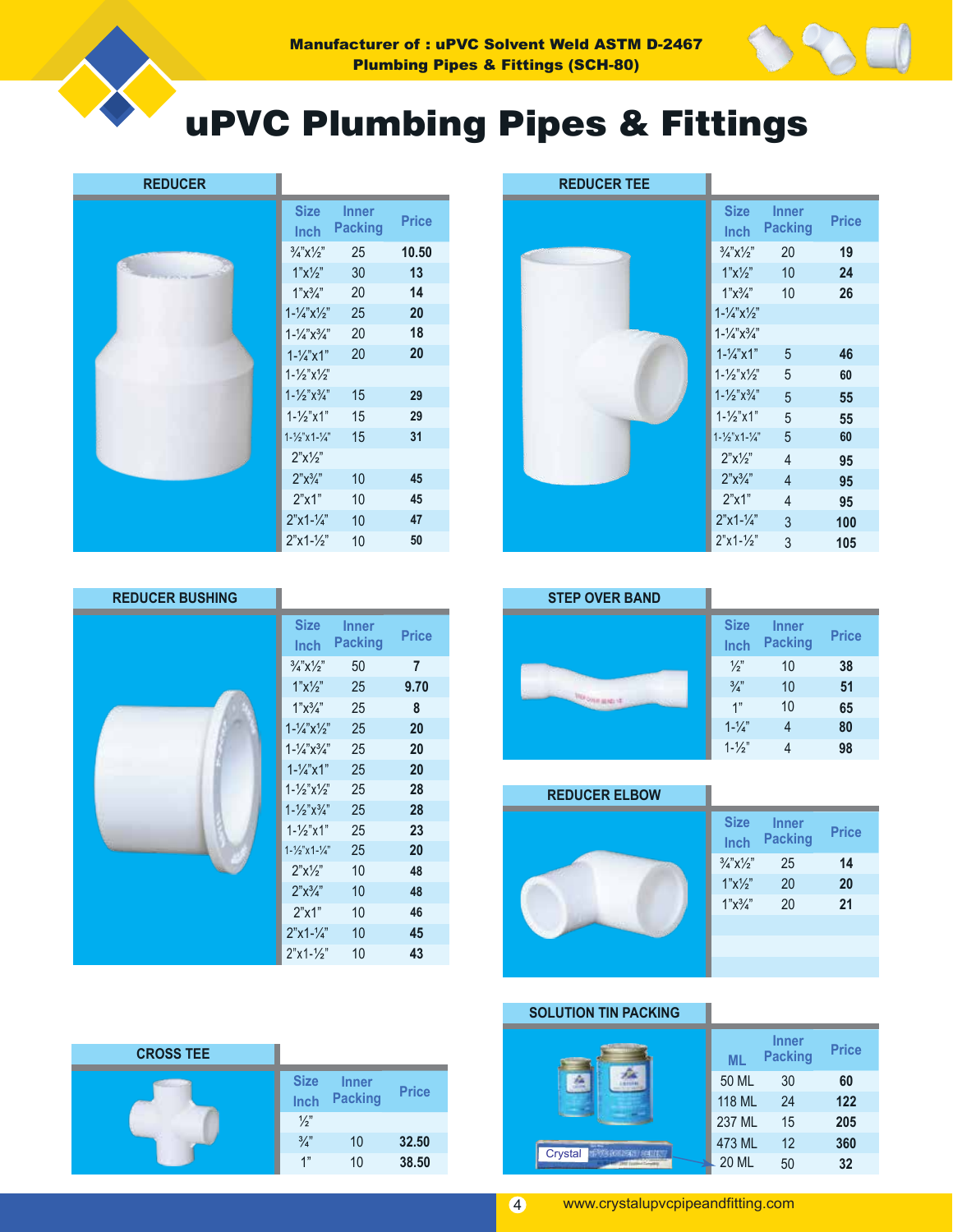Manufacturer of : uPVC Solvent Weld ASTM D-2467
Plumbing Pipes & Fittings (SCH-80)

# uPVC Plumbing Pipes & Fittings

## REDUCER

| Size Inch | Inner Packing | Price |
|---|---|---|
| ¾"x½" | 25 | 10.50 |
| 1"x½" | 30 | 13 |
| 1"x¾" | 20 | 14 |
| 1-¼"x½" | 25 | 20 |
| 1-¼"x¾" | 20 | 18 |
| 1-¼"x1" | 20 | 20 |
| 1-½"x½" | | |
| 1-½"x¾" | 15 | 29 |
| 1-½"x1" | 15 | 29 |
| 1-½"x1-¼" | 15 | 31 |
| 2"x½" | | |
| 2"x¾" | 10 | 45 |
| 2"x1" | 10 | 45 |
| 2"x1-¼" | 10 | 47 |
| 2"x1-½" | 10 | 50 |

## REDUCER TEE

| Size Inch | Inner Packing | Price |
|---|---|---|
| ¾"x½" | 20 | 19 |
| 1"x½" | 10 | 24 |
| 1"x¾" | 10 | 26 |
| 1-¼"x½" | | |
| 1-¼"x¾" | | |
| 1-¼"x1" | 5 | 46 |
| 1-½"x½" | 5 | 60 |
| 1-½"x¾" | 5 | 55 |
| 1-½"x1" | 5 | 55 |
| 1-½"x1-¼" | 5 | 60 |
| 2"x½" | 4 | 95 |
| 2"x¾" | 4 | 95 |
| 2"x1" | 4 | 95 |
| 2"x1-¼" | 3 | 100 |
| 2"x1-½" | 3 | 105 |

## REDUCER BUSHING

| Size Inch | Inner Packing | Price |
|---|---|---|
| ¾"x½" | 50 | 7 |
| 1"x½" | 25 | 9.70 |
| 1"x¾" | 25 | 8 |
| 1-¼"x½" | 25 | 20 |
| 1-¼"x¾" | 25 | 20 |
| 1-¼"x1" | 25 | 20 |
| 1-½"x½" | 25 | 28 |
| 1-½"x¾" | 25 | 28 |
| 1-½"x1" | 25 | 23 |
| 1-½"x1-¼" | 25 | 20 |
| 2"x½" | 10 | 48 |
| 2"x¾" | 10 | 48 |
| 2"x1" | 10 | 46 |
| 2"x1-¼" | 10 | 45 |
| 2"x1-½" | 10 | 43 |

## STEP OVER BAND

| Size Inch | Inner Packing | Price |
|---|---|---|
| ½" | 10 | 38 |
| ¾" | 10 | 51 |
| 1" | 10 | 65 |
| 1-¼" | 4 | 80 |
| 1-½" | 4 | 98 |

## REDUCER ELBOW

| Size Inch | Inner Packing | Price |
|---|---|---|
| ¾"x½" | 25 | 14 |
| 1"x½" | 20 | 20 |
| 1"x¾" | 20 | 21 |

## CROSS TEE

| Size Inch | Inner Packing | Price |
|---|---|---|
| ½" | | |
| ¾" | 10 | 32.50 |
| 1" | 10 | 38.50 |

## SOLUTION TIN PACKING

| ML | Inner Packing | Price |
|---|---|---|
| 50 ML | 30 | 60 |
| 118 ML | 24 | 122 |
| 237 ML | 15 | 205 |
| 473 ML | 12 | 360 |
| 20 ML | 50 | 32 |

www.crystalupvcpipeandfitting.com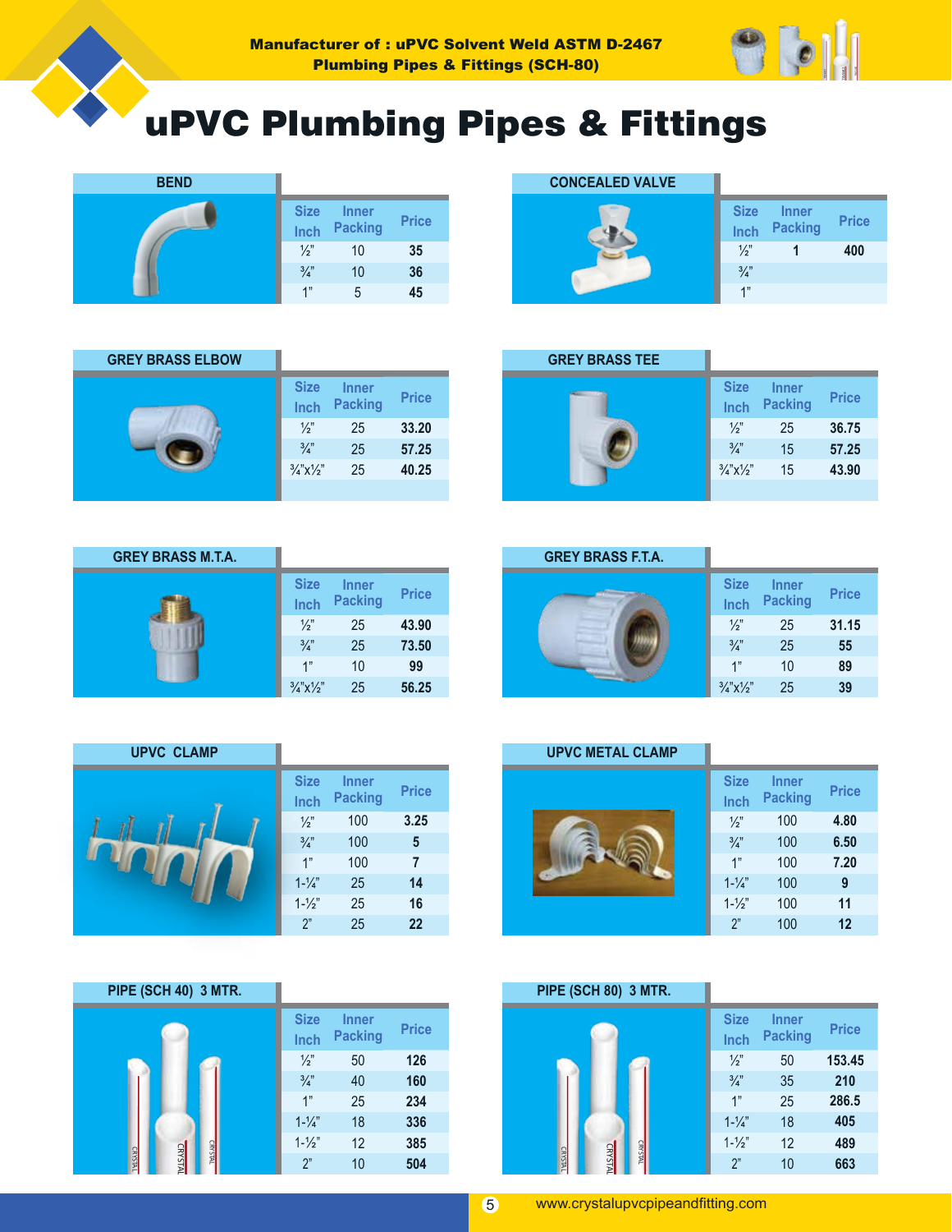Manufacturer of : uPVC Solvent Weld ASTM D-2467
Plumbing Pipes & Fittings (SCH-80)

# uPVC Plumbing Pipes & Fittings

## BEND

| Size Inch | Inner Packing | Price |
|---|---|---|
| ½" | 10 | 35 |
| ¾" | 10 | 36 |
| 1" | 5 | 45 |

## CONCEALED VALVE

| Size Inch | Inner Packing | Price |
|---|---|---|
| ½" | 1 | 400 |
| ¾" | | |
| 1" | | |

## GREY BRASS ELBOW

| Size Inch | Inner Packing | Price |
|---|---|---|
| ½" | 25 | 33.20 |
| ¾" | 25 | 57.25 |
| ¾"x½" | 25 | 40.25 |

## GREY BRASS TEE

| Size Inch | Inner Packing | Price |
|---|---|---|
| ½" | 25 | 36.75 |
| ¾" | 15 | 57.25 |
| ¾"x½" | 15 | 43.90 |

## GREY BRASS M.T.A.

| Size Inch | Inner Packing | Price |
|---|---|---|
| ½" | 25 | 43.90 |
| ¾" | 25 | 73.50 |
| 1" | 10 | 99 |
| ¾"x½" | 25 | 56.25 |

## GREY BRASS F.T.A.

| Size Inch | Inner Packing | Price |
|---|---|---|
| ½" | 25 | 31.15 |
| ¾" | 25 | 55 |
| 1" | 10 | 89 |
| ¾"x½" | 25 | 39 |

## UPVC CLAMP

| Size Inch | Inner Packing | Price |
|---|---|---|
| ½" | 100 | 3.25 |
| ¾" | 100 | 5 |
| 1" | 100 | 7 |
| 1-¼" | 25 | 14 |
| 1-½" | 25 | 16 |
| 2" | 25 | 22 |

## UPVC METAL CLAMP

| Size Inch | Inner Packing | Price |
|---|---|---|
| ½" | 100 | 4.80 |
| ¾" | 100 | 6.50 |
| 1" | 100 | 7.20 |
| 1-¼" | 100 | 9 |
| 1-½" | 100 | 11 |
| 2" | 100 | 12 |

## PIPE (SCH 40) 3 MTR.

| Size Inch | Inner Packing | Price |
|---|---|---|
| ½" | 50 | 126 |
| ¾" | 40 | 160 |
| 1" | 25 | 234 |
| 1-¼" | 18 | 336 |
| 1-½" | 12 | 385 |
| 2" | 10 | 504 |

## PIPE (SCH 80) 3 MTR.

| Size Inch | Inner Packing | Price |
|---|---|---|
| ½" | 50 | 153.45 |
| ¾" | 35 | 210 |
| 1" | 25 | 286.5 |
| 1-¼" | 18 | 405 |
| 1-½" | 12 | 489 |
| 2" | 10 | 663 |

www.crystalupvcpipeandfitting.com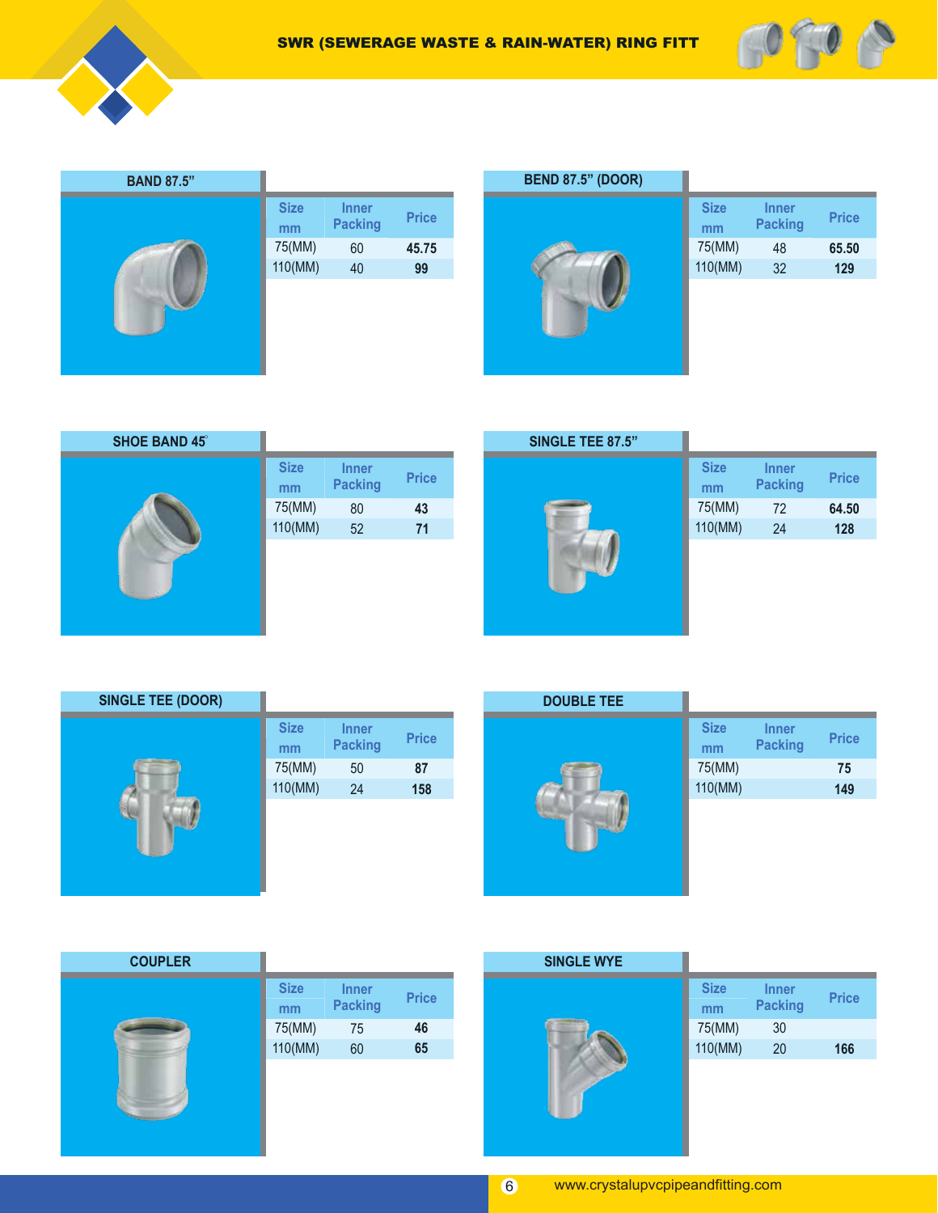# SWR (SEWERAGE WASTE & RAIN-WATER) RING FITT

## BAND 87.5"

| Size mm | Inner Packing | Price |
|---|---|---|
| 75(MM) | 60 | 45.75 |
| 110(MM) | 40 | 99 |

## BEND 87.5" (DOOR)

| Size mm | Inner Packing | Price |
|---|---|---|
| 75(MM) | 48 | 65.50 |
| 110(MM) | 32 | 129 |

## SHOE BAND 45°

| Size mm | Inner Packing | Price |
|---|---|---|
| 75(MM) | 80 | 43 |
| 110(MM) | 52 | 71 |

## SINGLE TEE 87.5"

| Size mm | Inner Packing | Price |
|---|---|---|
| 75(MM) | 72 | 64.50 |
| 110(MM) | 24 | 128 |

## SINGLE TEE (DOOR)

| Size mm | Inner Packing | Price |
|---|---|---|
| 75(MM) | 50 | 87 |
| 110(MM) | 24 | 158 |

## DOUBLE TEE

| Size mm | Inner Packing | Price |
|---|---|---|
| 75(MM) | | 75 |
| 110(MM) | | 149 |

## COUPLER

| Size mm | Inner Packing | Price |
|---|---|---|
| 75(MM) | 75 | 46 |
| 110(MM) | 60 | 65 |

## SINGLE WYE

| Size mm | Inner Packing | Price |
|---|---|---|
| 75(MM) | 30 | |
| 110(MM) | 20 | 166 |

www.crystalupvcpipeandfitting.com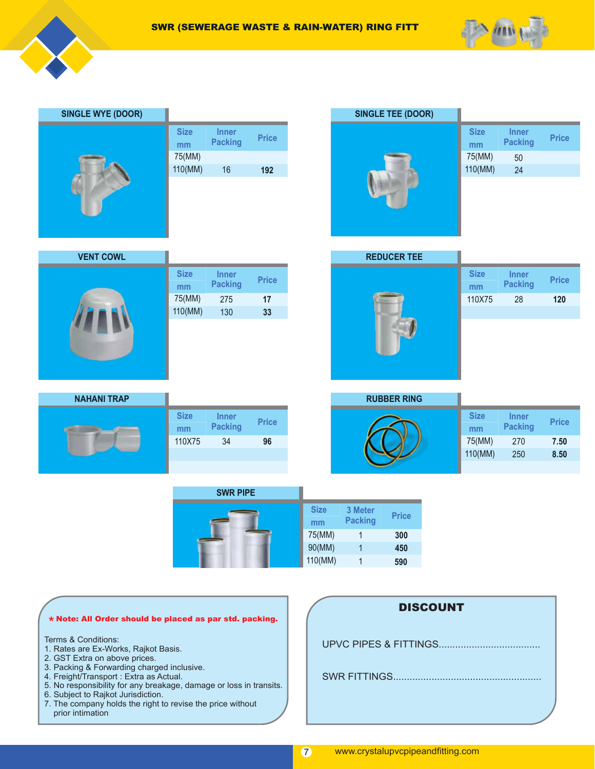# SWR (SEWERAGE WASTE & RAIN-WATER) RING FITT

## SINGLE WYE (DOOR)

| Size mm | Inner Packing | Price |
|---|---|---|
| 75(MM) | | |
| 110(MM) | 16 | 192 |

## SINGLE TEE (DOOR)

| Size mm | Inner Packing | Price |
|---|---|---|
| 75(MM) | 50 | |
| 110(MM) | 24 | |

## VENT COWL

| Size mm | Inner Packing | Price |
|---|---|---|
| 75(MM) | 275 | 17 |
| 110(MM) | 130 | 33 |

## REDUCER TEE

| Size mm | Inner Packing | Price |
|---|---|---|
| 110X75 | 28 | 120 |

## NAHANI TRAP

| Size mm | Inner Packing | Price |
|---|---|---|
| 110X75 | 34 | 96 |

## RUBBER RING

| Size mm | Inner Packing | Price |
|---|---|---|
| 75(MM) | 270 | 7.50 |
| 110(MM) | 250 | 8.50 |

## SWR PIPE

| Size mm | 3 Meter Packing | Price |
|---|---|---|
| 75(MM) | 1 | 300 |
| 90(MM) | 1 | 450 |
| 110(MM) | 1 | 590 |

**\* Note: All Order should be placed as par std. packing.**

Terms & Conditions:

1. Rates are Ex-Works, Rajkot Basis.
2. GST Extra on above prices.
3. Packing & Forwarding charged inclusive.
4. Freight/Transport : Extra as Actual.
5. No responsibility for any breakage, damage or loss in transits.
6. Subject to Rajkot Jurisdiction.
7. The company holds the right to revise the price without prior intimation

## DISCOUNT

UPVC PIPES & FITTINGS....................................

SWR FITTINGS.....................................................

www.crystalupvcpipeandfitting.com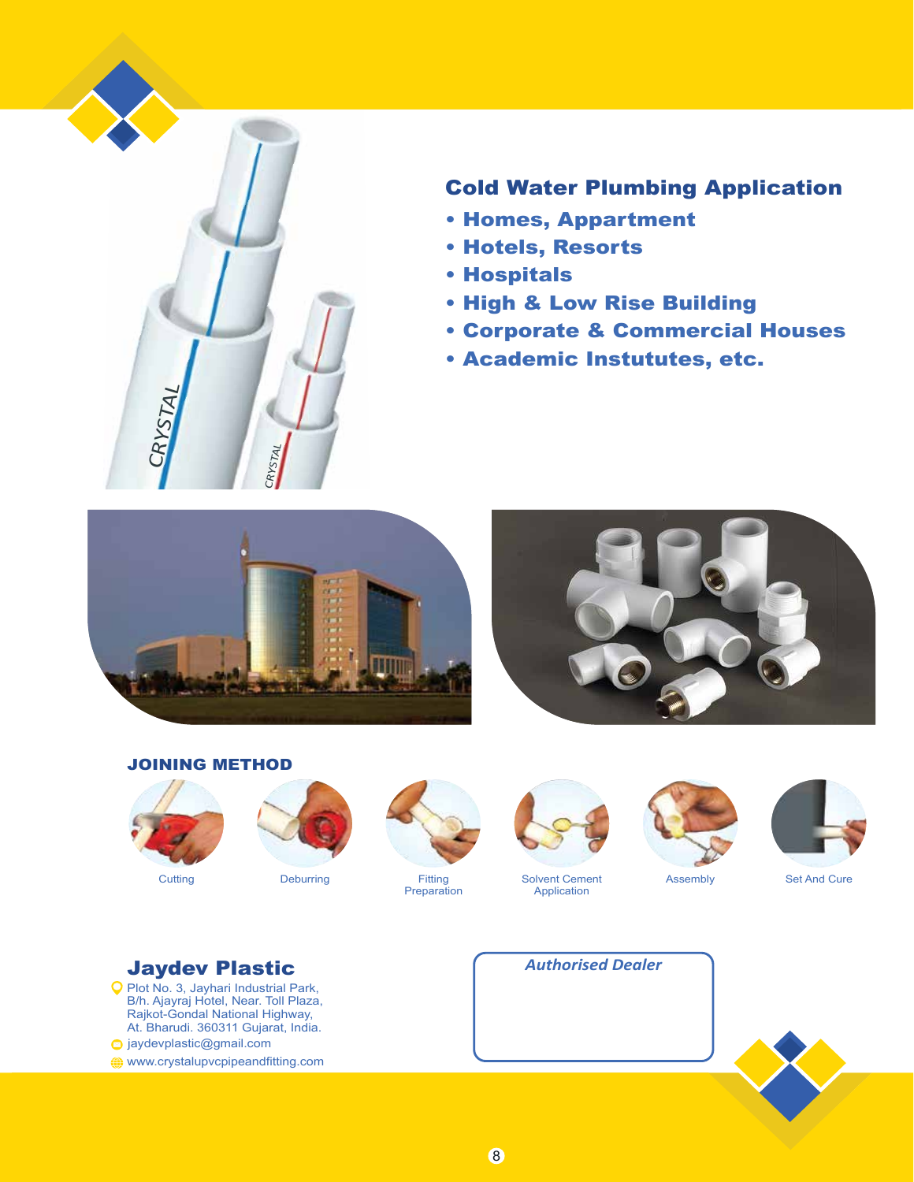## Cold Water Plumbing Application

- Homes, Appartment
- Hotels, Resorts
- Hospitals
- High & Low Rise Building
- Corporate & Commercial Houses
- Academic Instututes, etc.

## JOINING METHOD

Cutting

Deburring

Fitting Preparation

Solvent Cement Application

Assembly

Set And Cure

## Jaydev Plastic

Plot No. 3, Jayhari Industrial Park,
B/h. Ajayraj Hotel, Near. Toll Plaza,
Rajkot-Gondal National Highway,
At. Bharudi. 360311 Gujarat, India.

jaydevplastic@gmail.com

www.crystalupvcpipeandfitting.com

*Authorised Dealer*